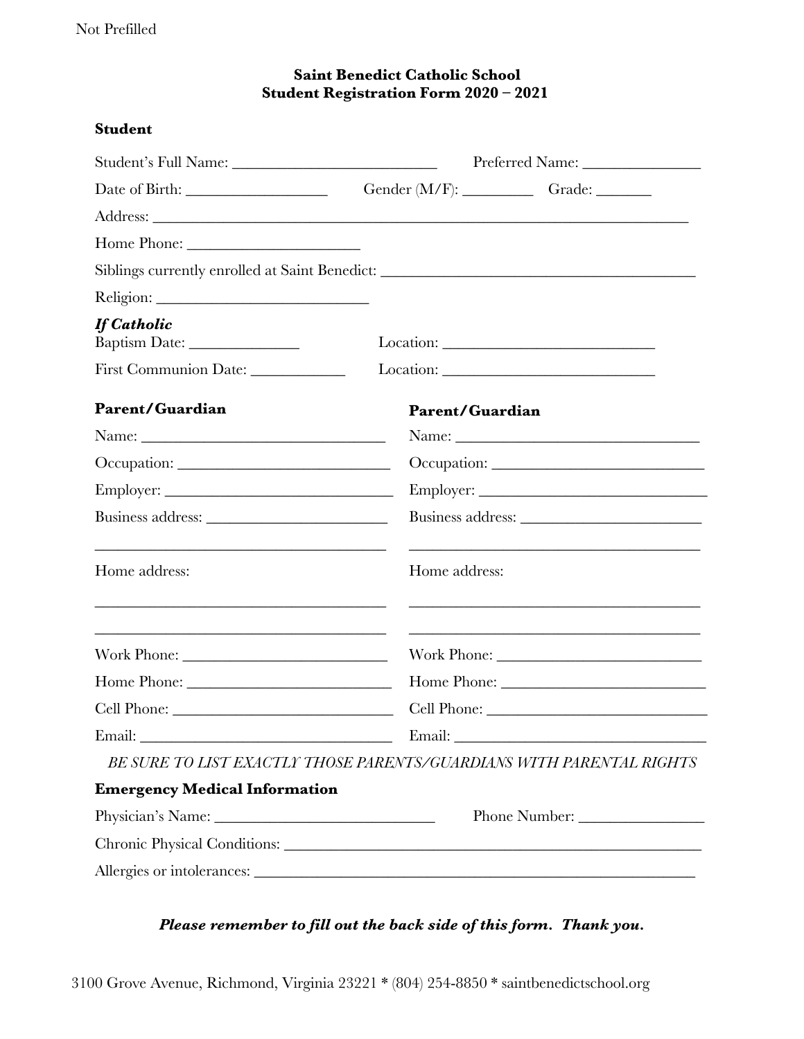Not Prefilled

# Saint Benedict Catholic School
## Student Registration Form 2020 – 2021

### Student

Student's Full Name: ___________________________ Preferred Name: _______________

Date of Birth: __________________ Gender (M/F): _________ Grade: _______

Address: ________________________________________________________________________

Home Phone: ______________________

Siblings currently enrolled at Saint Benedict: ________________________________________

Religion: ___________________________

***If Catholic***

Baptism Date: ______________ Location: ___________________________

First Communion Date: ____________ Location: ___________________________

### Parent/Guardian

Name: ________________________________

Occupation: ____________________________

Employer: ______________________________

Business address: ________________________

________________________________________

Home address:

________________________________________

________________________________________

Work Phone: ____________________________

Home Phone: ____________________________

Cell Phone: ______________________________

Email: __________________________________

### Parent/Guardian

Name: ________________________________

Occupation: ____________________________

Employer: ______________________________

Business address: ________________________

________________________________________

Home address:

________________________________________

________________________________________

Work Phone: ____________________________

Home Phone: ____________________________

Cell Phone: ______________________________

Email: __________________________________

*BE SURE TO LIST EXACTLY THOSE PARENTS/GUARDIANS WITH PARENTAL RIGHTS*

### Emergency Medical Information

Physician's Name: _____________________________ Phone Number: ________________

Chronic Physical Conditions: _______________________________________________________

Allergies or intolerances: __________________________________________________________

***Please remember to fill out the back side of this form. Thank you.***

3100 Grove Avenue, Richmond, Virginia 23221 * (804) 254-8850 * saintbenedictschool.org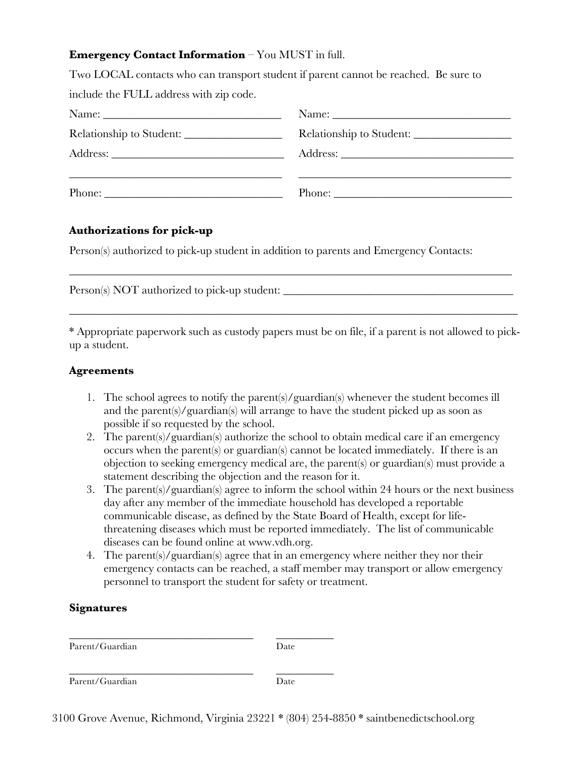**Emergency Contact Information** – You MUST in full.

Two LOCAL contacts who can transport student if parent cannot be reached. Be sure to include the FULL address with zip code.

| | |
|---|---|
| Name: _______________________________ | Name: _______________________________ |
| Relationship to Student: ________________ | Relationship to Student: ________________ |
| Address: _____________________________ | Address: _____________________________ |
| ____________________________________ | ____________________________________ |
| Phone: ______________________________ | Phone: ______________________________ |

**Authorizations for pick-up**

Person(s) authorized to pick-up student in addition to parents and Emergency Contacts:

________________________________________________________________________

Person(s) NOT authorized to pick-up student: ____________________________________

________________________________________________________________________

* Appropriate paperwork such as custody papers must be on file, if a parent is not allowed to pick-up a student.

**Agreements**

1. The school agrees to notify the parent(s)/guardian(s) whenever the student becomes ill and the parent(s)/guardian(s) will arrange to have the student picked up as soon as possible if so requested by the school.
2. The parent(s)/guardian(s) authorize the school to obtain medical care if an emergency occurs when the parent(s) or guardian(s) cannot be located immediately. If there is an objection to seeking emergency medical are, the parent(s) or guardian(s) must provide a statement describing the objection and the reason for it.
3. The parent(s)/guardian(s) agree to inform the school within 24 hours or the next business day after any member of the immediate household has developed a reportable communicable disease, as defined by the State Board of Health, except for life-threatening diseases which must be reported immediately. The list of communicable diseases can be found online at www.vdh.org.
4. The parent(s)/guardian(s) agree that in an emergency where neither they nor their emergency contacts can be reached, a staff member may transport or allow emergency personnel to transport the student for safety or treatment.

**Signatures**

| | |
|---|---|
| ______________________________ | __________ |
| Parent/Guardian | Date |
| ______________________________ | __________ |
| Parent/Guardian | Date |

3100 Grove Avenue, Richmond, Virginia 23221 * (804) 254-8850 * saintbenedictschool.org